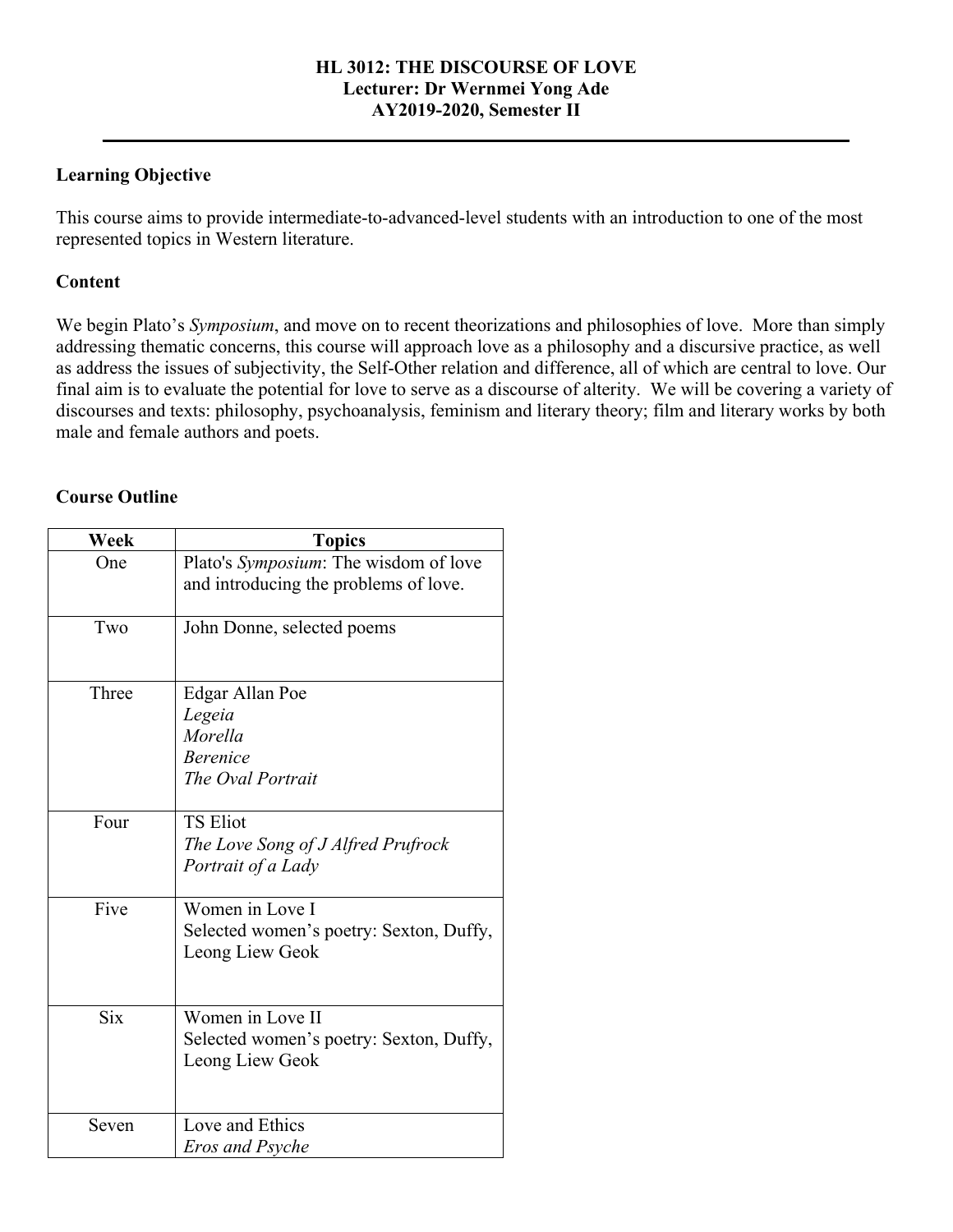**HL 3012: THE DISCOURSE OF LOVE**
**Lecturer: Dr Wernmei Yong Ade**
**AY2019-2020, Semester II**

---

### Learning Objective

This course aims to provide intermediate-to-advanced-level students with an introduction to one of the most represented topics in Western literature.

### Content

We begin Plato's *Symposium*, and move on to recent theorizations and philosophies of love. More than simply addressing thematic concerns, this course will approach love as a philosophy and a discursive practice, as well as address the issues of subjectivity, the Self-Other relation and difference, all of which are central to love. Our final aim is to evaluate the potential for love to serve as a discourse of alterity. We will be covering a variety of discourses and texts: philosophy, psychoanalysis, feminism and literary theory; film and literary works by both male and female authors and poets.

### Course Outline

| Week | Topics |
|---|---|
| One | Plato's *Symposium*: The wisdom of love and introducing the problems of love. |
| Two | John Donne, selected poems |
| Three | Edgar Allan Poe<br>*Legeia*<br>*Morella*<br>*Berenice*<br>*The Oval Portrait* |
| Four | TS Eliot<br>*The Love Song of J Alfred Prufrock*<br>*Portrait of a Lady* |
| Five | Women in Love I<br>Selected women's poetry: Sexton, Duffy, Leong Liew Geok |
| Six | Women in Love II<br>Selected women's poetry: Sexton, Duffy, Leong Liew Geok |
| Seven | Love and Ethics<br>*Eros and Psyche* |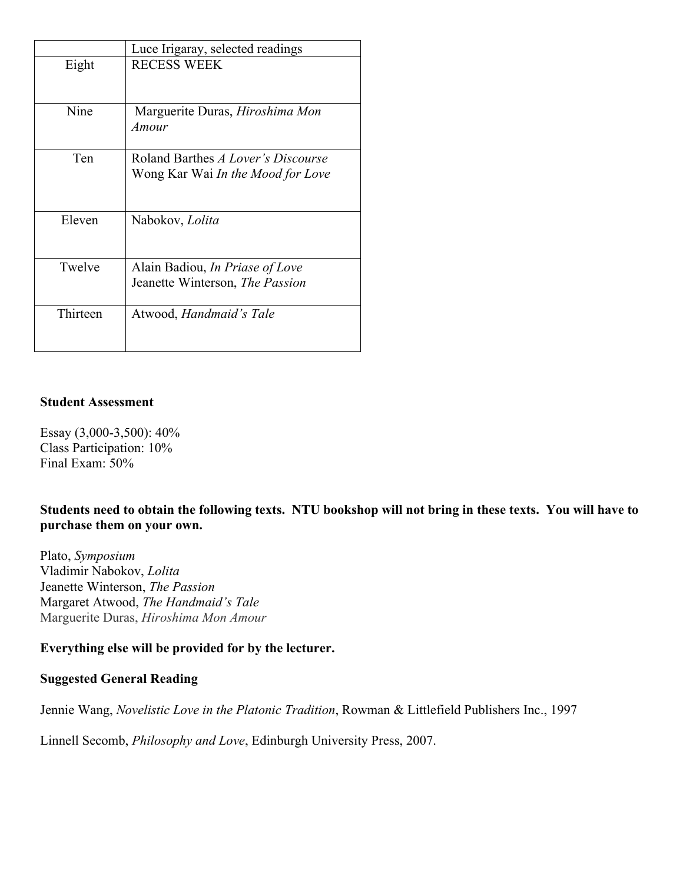| | |
|---|---|
| | Luce Irigaray, selected readings |
| Eight | RECESS WEEK |
| Nine | Marguerite Duras, *Hiroshima Mon Amour* |
| Ten | Roland Barthes *A Lover's Discourse*<br>Wong Kar Wai *In the Mood for Love* |
| Eleven | Nabokov, *Lolita* |
| Twelve | Alain Badiou, *In Priase of Love*<br>Jeanette Winterson, *The Passion* |
| Thirteen | Atwood, *Handmaid's Tale* |

**Student Assessment**

Essay (3,000-3,500): 40%
Class Participation: 10%
Final Exam: 50%

**Students need to obtain the following texts. NTU bookshop will not bring in these texts. You will have to purchase them on your own.**

Plato, *Symposium*
Vladimir Nabokov, *Lolita*
Jeanette Winterson, *The Passion*
Margaret Atwood, *The Handmaid's Tale*
Marguerite Duras, *Hiroshima Mon Amour*

**Everything else will be provided for by the lecturer.**

**Suggested General Reading**

Jennie Wang, *Novelistic Love in the Platonic Tradition*, Rowman & Littlefield Publishers Inc., 1997

Linnell Secomb, *Philosophy and Love*, Edinburgh University Press, 2007.